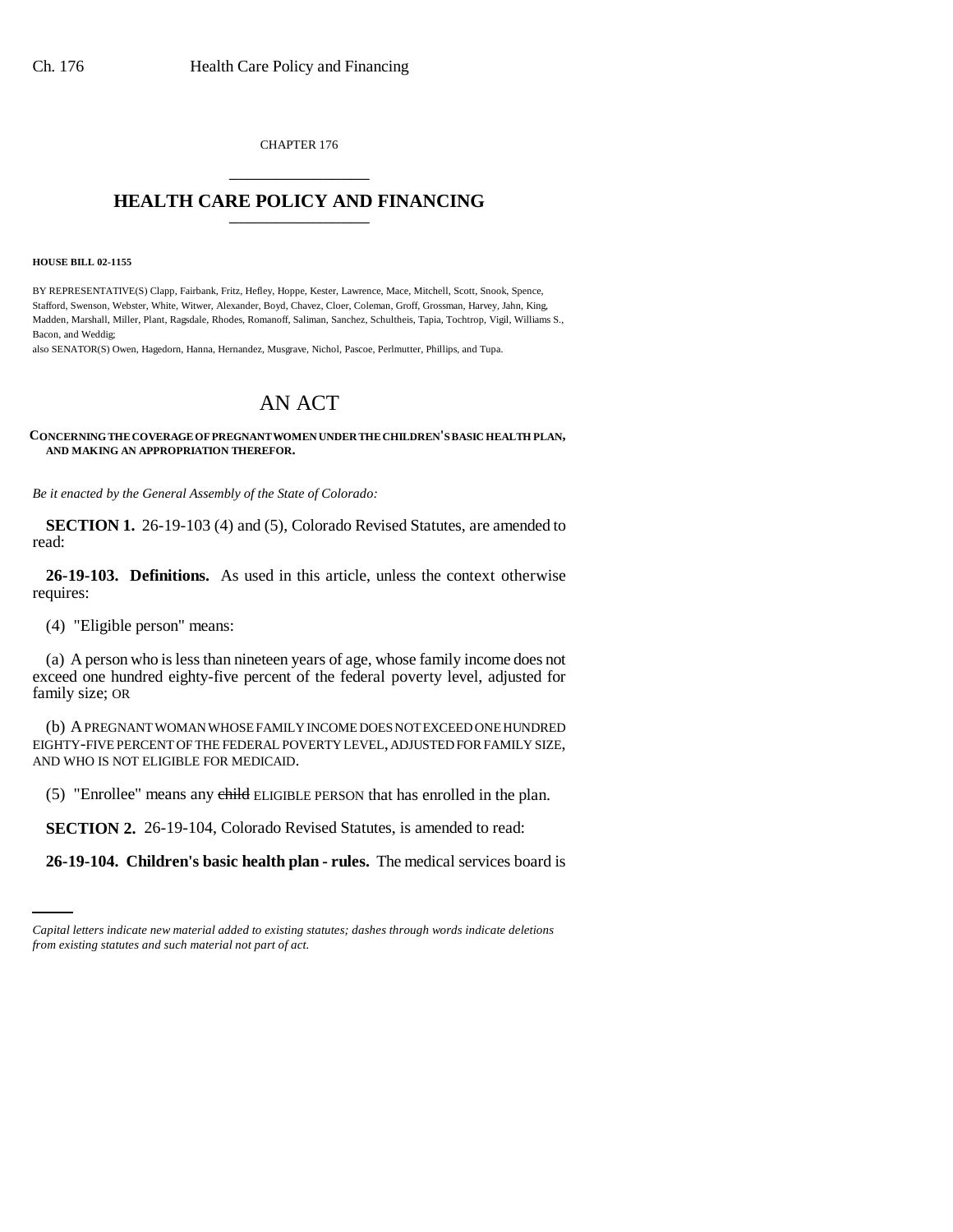CHAPTER 176

## HEALTH CARE POLICY AND FINANCING

**HOUSE BILL 02-1155**

BY REPRESENTATIVE(S) Clapp, Fairbank, Fritz, Hefley, Hoppe, Kester, Lawrence, Mace, Mitchell, Scott, Snook, Spence, Stafford, Swenson, Webster, White, Witwer, Alexander, Boyd, Chavez, Cloer, Coleman, Groff, Grossman, Harvey, Jahn, King, Madden, Marshall, Miller, Plant, Ragsdale, Rhodes, Romanoff, Saliman, Sanchez, Schultheis, Tapia, Tochtrop, Vigil, Williams S., Bacon, and Weddig;
also SENATOR(S) Owen, Hagedorn, Hanna, Hernandez, Musgrave, Nichol, Pascoe, Perlmutter, Phillips, and Tupa.

# AN ACT

**CONCERNING THE COVERAGE OF PREGNANT WOMEN UNDER THE CHILDREN'S BASIC HEALTH PLAN, AND MAKING AN APPROPRIATION THEREFOR.**

*Be it enacted by the General Assembly of the State of Colorado:*

**SECTION 1.** 26-19-103 (4) and (5), Colorado Revised Statutes, are amended to read:

**26-19-103. Definitions.** As used in this article, unless the context otherwise requires:

(4) "Eligible person" means:

(a) A person who is less than nineteen years of age, whose family income does not exceed one hundred eighty-five percent of the federal poverty level, adjusted for family size; OR

(b) A PREGNANT WOMAN WHOSE FAMILY INCOME DOES NOT EXCEED ONE HUNDRED EIGHTY-FIVE PERCENT OF THE FEDERAL POVERTY LEVEL, ADJUSTED FOR FAMILY SIZE, AND WHO IS NOT ELIGIBLE FOR MEDICAID.

(5) "Enrollee" means any ~~child~~ ELIGIBLE PERSON that has enrolled in the plan.

**SECTION 2.** 26-19-104, Colorado Revised Statutes, is amended to read:

**26-19-104. Children's basic health plan - rules.** The medical services board is

*Capital letters indicate new material added to existing statutes; dashes through words indicate deletions from existing statutes and such material not part of act.*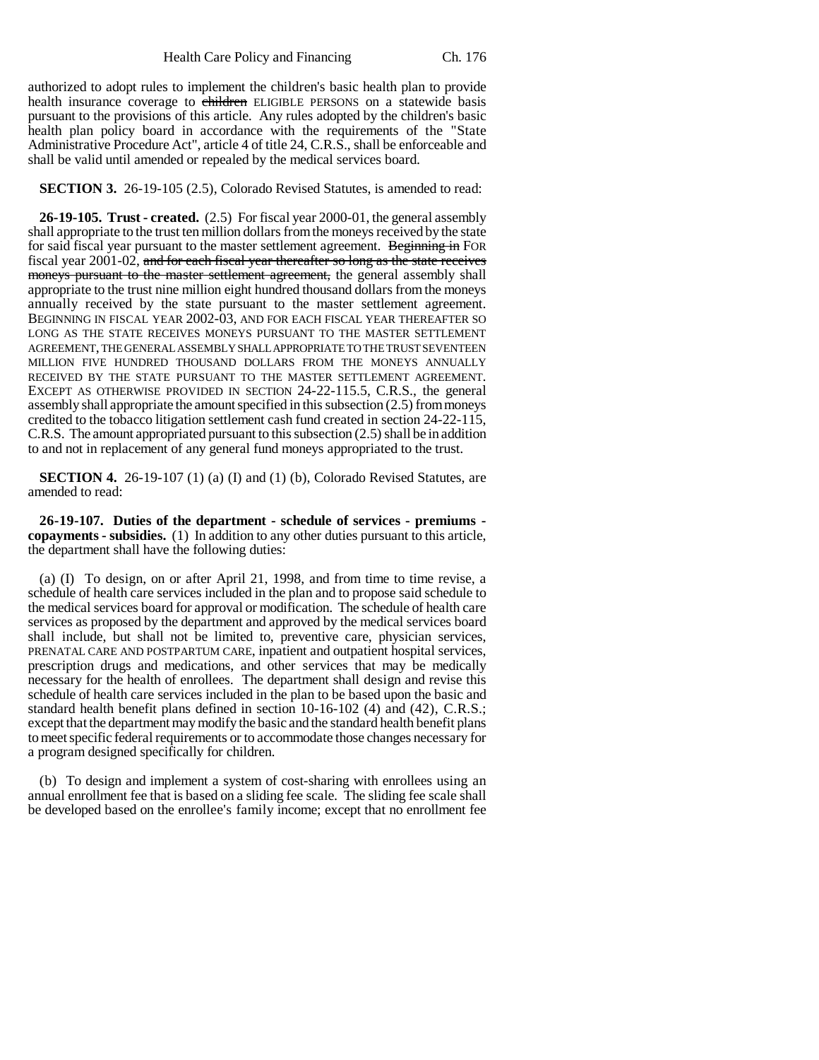authorized to adopt rules to implement the children's basic health plan to provide health insurance coverage to ~~children~~ ELIGIBLE PERSONS on a statewide basis pursuant to the provisions of this article. Any rules adopted by the children's basic health plan policy board in accordance with the requirements of the "State Administrative Procedure Act", article 4 of title 24, C.R.S., shall be enforceable and shall be valid until amended or repealed by the medical services board.

**SECTION 3.** 26-19-105 (2.5), Colorado Revised Statutes, is amended to read:

**26-19-105. Trust - created.** (2.5) For fiscal year 2000-01, the general assembly shall appropriate to the trust ten million dollars from the moneys received by the state for said fiscal year pursuant to the master settlement agreement. ~~Beginning in~~ FOR fiscal year 2001-02, ~~and for each fiscal year thereafter so long as the state receives moneys pursuant to the master settlement agreement,~~ the general assembly shall appropriate to the trust nine million eight hundred thousand dollars from the moneys annually received by the state pursuant to the master settlement agreement. BEGINNING IN FISCAL YEAR 2002-03, AND FOR EACH FISCAL YEAR THEREAFTER SO LONG AS THE STATE RECEIVES MONEYS PURSUANT TO THE MASTER SETTLEMENT AGREEMENT, THE GENERAL ASSEMBLY SHALL APPROPRIATE TO THE TRUST SEVENTEEN MILLION FIVE HUNDRED THOUSAND DOLLARS FROM THE MONEYS ANNUALLY RECEIVED BY THE STATE PURSUANT TO THE MASTER SETTLEMENT AGREEMENT. EXCEPT AS OTHERWISE PROVIDED IN SECTION 24-22-115.5, C.R.S., the general assembly shall appropriate the amount specified in this subsection (2.5) from moneys credited to the tobacco litigation settlement cash fund created in section 24-22-115, C.R.S. The amount appropriated pursuant to this subsection (2.5) shall be in addition to and not in replacement of any general fund moneys appropriated to the trust.

**SECTION 4.** 26-19-107 (1) (a) (I) and (1) (b), Colorado Revised Statutes, are amended to read:

**26-19-107. Duties of the department - schedule of services - premiums - copayments - subsidies.** (1) In addition to any other duties pursuant to this article, the department shall have the following duties:

(a) (I) To design, on or after April 21, 1998, and from time to time revise, a schedule of health care services included in the plan and to propose said schedule to the medical services board for approval or modification. The schedule of health care services as proposed by the department and approved by the medical services board shall include, but shall not be limited to, preventive care, physician services, PRENATAL CARE AND POSTPARTUM CARE, inpatient and outpatient hospital services, prescription drugs and medications, and other services that may be medically necessary for the health of enrollees. The department shall design and revise this schedule of health care services included in the plan to be based upon the basic and standard health benefit plans defined in section 10-16-102 (4) and (42), C.R.S.; except that the department may modify the basic and the standard health benefit plans to meet specific federal requirements or to accommodate those changes necessary for a program designed specifically for children.

(b) To design and implement a system of cost-sharing with enrollees using an annual enrollment fee that is based on a sliding fee scale. The sliding fee scale shall be developed based on the enrollee's family income; except that no enrollment fee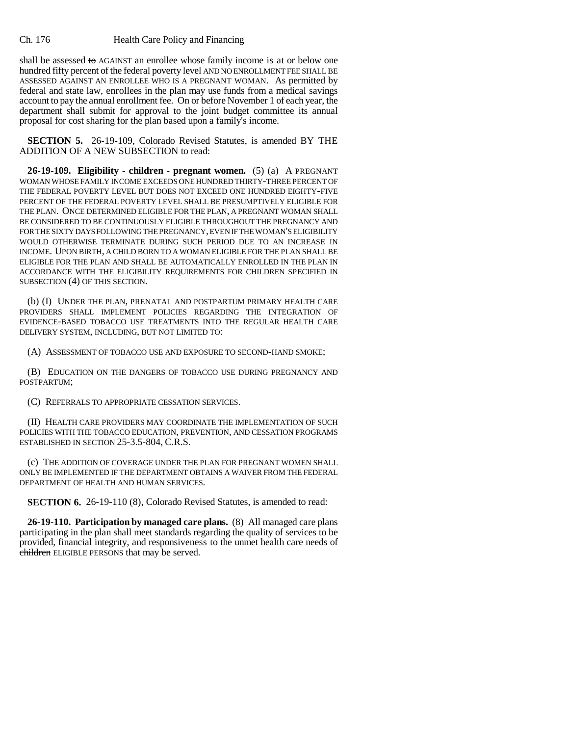shall be assessed ~~to~~ AGAINST an enrollee whose family income is at or below one hundred fifty percent of the federal poverty level AND NO ENROLLMENT FEE SHALL BE ASSESSED AGAINST AN ENROLLEE WHO IS A PREGNANT WOMAN. As permitted by federal and state law, enrollees in the plan may use funds from a medical savings account to pay the annual enrollment fee. On or before November 1 of each year, the department shall submit for approval to the joint budget committee its annual proposal for cost sharing for the plan based upon a family's income.

**SECTION 5.** 26-19-109, Colorado Revised Statutes, is amended BY THE ADDITION OF A NEW SUBSECTION to read:

**26-19-109. Eligibility - children - pregnant women.** (5) (a) A PREGNANT WOMAN WHOSE FAMILY INCOME EXCEEDS ONE HUNDRED THIRTY-THREE PERCENT OF THE FEDERAL POVERTY LEVEL BUT DOES NOT EXCEED ONE HUNDRED EIGHTY-FIVE PERCENT OF THE FEDERAL POVERTY LEVEL SHALL BE PRESUMPTIVELY ELIGIBLE FOR THE PLAN. ONCE DETERMINED ELIGIBLE FOR THE PLAN, A PREGNANT WOMAN SHALL BE CONSIDERED TO BE CONTINUOUSLY ELIGIBLE THROUGHOUT THE PREGNANCY AND FOR THE SIXTY DAYS FOLLOWING THE PREGNANCY, EVEN IF THE WOMAN'S ELIGIBILITY WOULD OTHERWISE TERMINATE DURING SUCH PERIOD DUE TO AN INCREASE IN INCOME. UPON BIRTH, A CHILD BORN TO A WOMAN ELIGIBLE FOR THE PLAN SHALL BE ELIGIBLE FOR THE PLAN AND SHALL BE AUTOMATICALLY ENROLLED IN THE PLAN IN ACCORDANCE WITH THE ELIGIBILITY REQUIREMENTS FOR CHILDREN SPECIFIED IN SUBSECTION (4) OF THIS SECTION.

(b) (I) UNDER THE PLAN, PRENATAL AND POSTPARTUM PRIMARY HEALTH CARE PROVIDERS SHALL IMPLEMENT POLICIES REGARDING THE INTEGRATION OF EVIDENCE-BASED TOBACCO USE TREATMENTS INTO THE REGULAR HEALTH CARE DELIVERY SYSTEM, INCLUDING, BUT NOT LIMITED TO:

(A) ASSESSMENT OF TOBACCO USE AND EXPOSURE TO SECOND-HAND SMOKE;

(B) EDUCATION ON THE DANGERS OF TOBACCO USE DURING PREGNANCY AND POSTPARTUM;

(C) REFERRALS TO APPROPRIATE CESSATION SERVICES.

(II) HEALTH CARE PROVIDERS MAY COORDINATE THE IMPLEMENTATION OF SUCH POLICIES WITH THE TOBACCO EDUCATION, PREVENTION, AND CESSATION PROGRAMS ESTABLISHED IN SECTION 25-3.5-804, C.R.S.

(c) THE ADDITION OF COVERAGE UNDER THE PLAN FOR PREGNANT WOMEN SHALL ONLY BE IMPLEMENTED IF THE DEPARTMENT OBTAINS A WAIVER FROM THE FEDERAL DEPARTMENT OF HEALTH AND HUMAN SERVICES.

**SECTION 6.** 26-19-110 (8), Colorado Revised Statutes, is amended to read:

**26-19-110. Participation by managed care plans.** (8) All managed care plans participating in the plan shall meet standards regarding the quality of services to be provided, financial integrity, and responsiveness to the unmet health care needs of ~~children~~ ELIGIBLE PERSONS that may be served.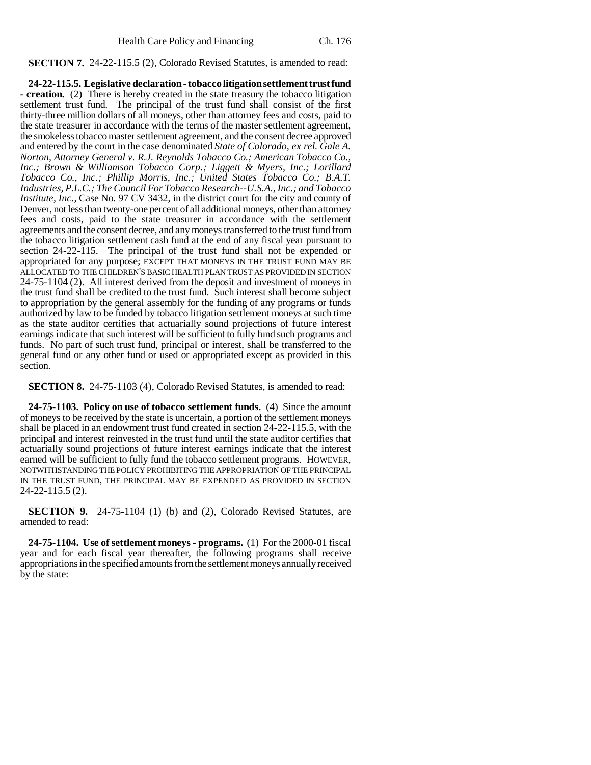**SECTION 7.** 24-22-115.5 (2), Colorado Revised Statutes, is amended to read:

**24-22-115.5. Legislative declaration - tobacco litigation settlement trust fund - creation.** (2) There is hereby created in the state treasury the tobacco litigation settlement trust fund. The principal of the trust fund shall consist of the first thirty-three million dollars of all moneys, other than attorney fees and costs, paid to the state treasurer in accordance with the terms of the master settlement agreement, the smokeless tobacco master settlement agreement, and the consent decree approved and entered by the court in the case denominated *State of Colorado, ex rel. Gale A. Norton, Attorney General v. R.J. Reynolds Tobacco Co.; American Tobacco Co., Inc.; Brown & Williamson Tobacco Corp.; Liggett & Myers, Inc.; Lorillard Tobacco Co., Inc.; Phillip Morris, Inc.; United States Tobacco Co.; B.A.T. Industries, P.L.C.; The Council For Tobacco Research--U.S.A., Inc.; and Tobacco Institute, Inc.,* Case No. 97 CV 3432, in the district court for the city and county of Denver, not less than twenty-one percent of all additional moneys, other than attorney fees and costs, paid to the state treasurer in accordance with the settlement agreements and the consent decree, and any moneys transferred to the trust fund from the tobacco litigation settlement cash fund at the end of any fiscal year pursuant to section 24-22-115. The principal of the trust fund shall not be expended or appropriated for any purpose; EXCEPT THAT MONEYS IN THE TRUST FUND MAY BE ALLOCATED TO THE CHILDREN'S BASIC HEALTH PLAN TRUST AS PROVIDED IN SECTION 24-75-1104 (2). All interest derived from the deposit and investment of moneys in the trust fund shall be credited to the trust fund. Such interest shall become subject to appropriation by the general assembly for the funding of any programs or funds authorized by law to be funded by tobacco litigation settlement moneys at such time as the state auditor certifies that actuarially sound projections of future interest earnings indicate that such interest will be sufficient to fully fund such programs and funds. No part of such trust fund, principal or interest, shall be transferred to the general fund or any other fund or used or appropriated except as provided in this section.

**SECTION 8.** 24-75-1103 (4), Colorado Revised Statutes, is amended to read:

**24-75-1103. Policy on use of tobacco settlement funds.** (4) Since the amount of moneys to be received by the state is uncertain, a portion of the settlement moneys shall be placed in an endowment trust fund created in section 24-22-115.5, with the principal and interest reinvested in the trust fund until the state auditor certifies that actuarially sound projections of future interest earnings indicate that the interest earned will be sufficient to fully fund the tobacco settlement programs. HOWEVER, NOTWITHSTANDING THE POLICY PROHIBITING THE APPROPRIATION OF THE PRINCIPAL IN THE TRUST FUND, THE PRINCIPAL MAY BE EXPENDED AS PROVIDED IN SECTION 24-22-115.5 (2).

**SECTION 9.** 24-75-1104 (1) (b) and (2), Colorado Revised Statutes, are amended to read:

**24-75-1104. Use of settlement moneys - programs.** (1) For the 2000-01 fiscal year and for each fiscal year thereafter, the following programs shall receive appropriations in the specified amounts from the settlement moneys annually received by the state: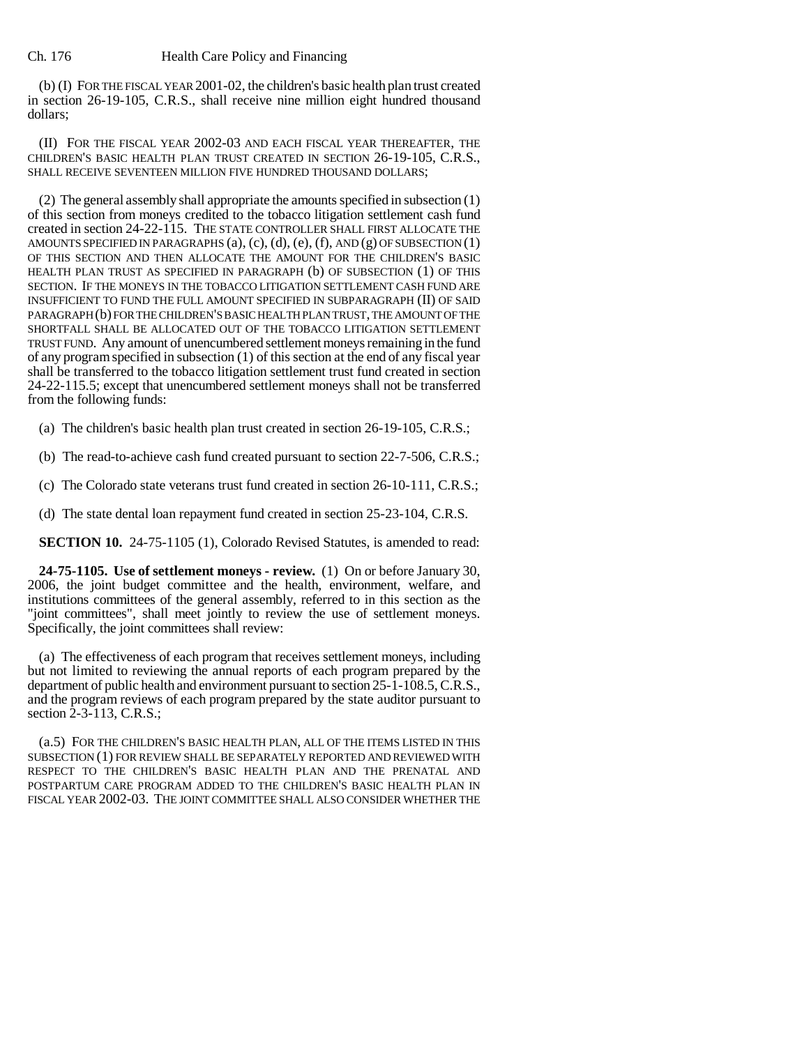(b) (I) FOR THE FISCAL YEAR 2001-02, the children's basic health plan trust created in section 26-19-105, C.R.S., shall receive nine million eight hundred thousand dollars;

(II) FOR THE FISCAL YEAR 2002-03 AND EACH FISCAL YEAR THEREAFTER, THE CHILDREN'S BASIC HEALTH PLAN TRUST CREATED IN SECTION 26-19-105, C.R.S., SHALL RECEIVE SEVENTEEN MILLION FIVE HUNDRED THOUSAND DOLLARS;

(2) The general assembly shall appropriate the amounts specified in subsection (1) of this section from moneys credited to the tobacco litigation settlement cash fund created in section 24-22-115. THE STATE CONTROLLER SHALL FIRST ALLOCATE THE AMOUNTS SPECIFIED IN PARAGRAPHS (a), (c), (d), (e), (f), AND (g) OF SUBSECTION (1) OF THIS SECTION AND THEN ALLOCATE THE AMOUNT FOR THE CHILDREN'S BASIC HEALTH PLAN TRUST AS SPECIFIED IN PARAGRAPH (b) OF SUBSECTION (1) OF THIS SECTION. IF THE MONEYS IN THE TOBACCO LITIGATION SETTLEMENT CASH FUND ARE INSUFFICIENT TO FUND THE FULL AMOUNT SPECIFIED IN SUBPARAGRAPH (II) OF SAID PARAGRAPH (b) FOR THE CHILDREN'S BASIC HEALTH PLAN TRUST, THE AMOUNT OF THE SHORTFALL SHALL BE ALLOCATED OUT OF THE TOBACCO LITIGATION SETTLEMENT TRUST FUND. Any amount of unencumbered settlement moneys remaining in the fund of any program specified in subsection (1) of this section at the end of any fiscal year shall be transferred to the tobacco litigation settlement trust fund created in section 24-22-115.5; except that unencumbered settlement moneys shall not be transferred from the following funds:

(a) The children's basic health plan trust created in section 26-19-105, C.R.S.;

(b) The read-to-achieve cash fund created pursuant to section 22-7-506, C.R.S.;

(c) The Colorado state veterans trust fund created in section 26-10-111, C.R.S.;

(d) The state dental loan repayment fund created in section 25-23-104, C.R.S.

**SECTION 10.** 24-75-1105 (1), Colorado Revised Statutes, is amended to read:

**24-75-1105. Use of settlement moneys - review.** (1) On or before January 30, 2006, the joint budget committee and the health, environment, welfare, and institutions committees of the general assembly, referred to in this section as the "joint committees", shall meet jointly to review the use of settlement moneys. Specifically, the joint committees shall review:

(a) The effectiveness of each program that receives settlement moneys, including but not limited to reviewing the annual reports of each program prepared by the department of public health and environment pursuant to section 25-1-108.5, C.R.S., and the program reviews of each program prepared by the state auditor pursuant to section 2-3-113, C.R.S.;

(a.5) FOR THE CHILDREN'S BASIC HEALTH PLAN, ALL OF THE ITEMS LISTED IN THIS SUBSECTION (1) FOR REVIEW SHALL BE SEPARATELY REPORTED AND REVIEWED WITH RESPECT TO THE CHILDREN'S BASIC HEALTH PLAN AND THE PRENATAL AND POSTPARTUM CARE PROGRAM ADDED TO THE CHILDREN'S BASIC HEALTH PLAN IN FISCAL YEAR 2002-03. THE JOINT COMMITTEE SHALL ALSO CONSIDER WHETHER THE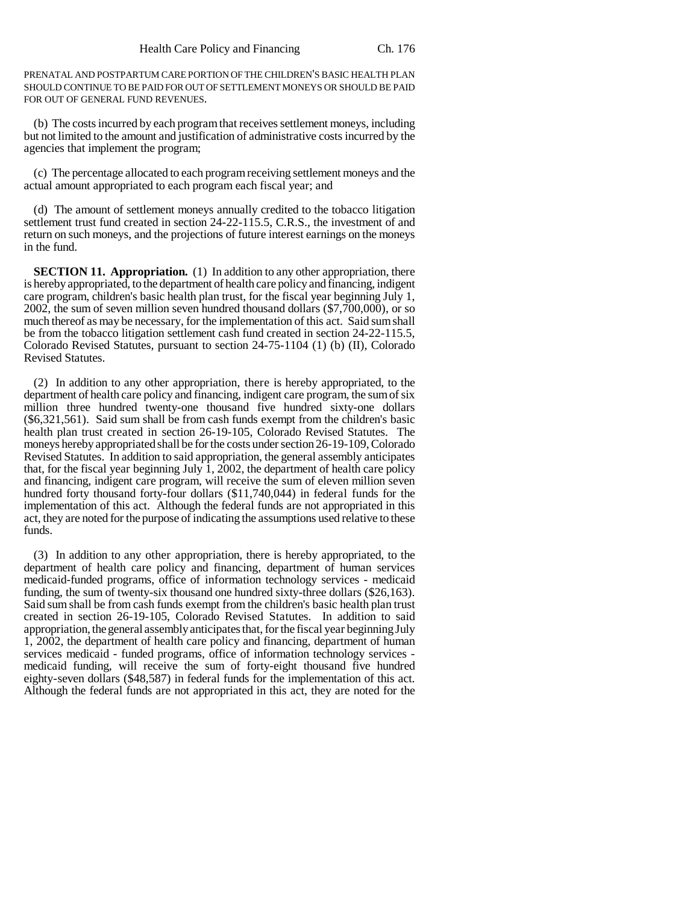PRENATAL AND POSTPARTUM CARE PORTION OF THE CHILDREN'S BASIC HEALTH PLAN SHOULD CONTINUE TO BE PAID FOR OUT OF SETTLEMENT MONEYS OR SHOULD BE PAID FOR OUT OF GENERAL FUND REVENUES.

(b) The costs incurred by each program that receives settlement moneys, including but not limited to the amount and justification of administrative costs incurred by the agencies that implement the program;

(c) The percentage allocated to each program receiving settlement moneys and the actual amount appropriated to each program each fiscal year; and

(d) The amount of settlement moneys annually credited to the tobacco litigation settlement trust fund created in section 24-22-115.5, C.R.S., the investment of and return on such moneys, and the projections of future interest earnings on the moneys in the fund.

**SECTION 11. Appropriation.** (1) In addition to any other appropriation, there is hereby appropriated, to the department of health care policy and financing, indigent care program, children's basic health plan trust, for the fiscal year beginning July 1, 2002, the sum of seven million seven hundred thousand dollars ($7,700,000), or so much thereof as may be necessary, for the implementation of this act. Said sum shall be from the tobacco litigation settlement cash fund created in section 24-22-115.5, Colorado Revised Statutes, pursuant to section 24-75-1104 (1) (b) (II), Colorado Revised Statutes.

(2) In addition to any other appropriation, there is hereby appropriated, to the department of health care policy and financing, indigent care program, the sum of six million three hundred twenty-one thousand five hundred sixty-one dollars ($6,321,561). Said sum shall be from cash funds exempt from the children's basic health plan trust created in section 26-19-105, Colorado Revised Statutes. The moneys hereby appropriated shall be for the costs under section 26-19-109, Colorado Revised Statutes. In addition to said appropriation, the general assembly anticipates that, for the fiscal year beginning July 1, 2002, the department of health care policy and financing, indigent care program, will receive the sum of eleven million seven hundred forty thousand forty-four dollars ($11,740,044) in federal funds for the implementation of this act. Although the federal funds are not appropriated in this act, they are noted for the purpose of indicating the assumptions used relative to these funds.

(3) In addition to any other appropriation, there is hereby appropriated, to the department of health care policy and financing, department of human services medicaid-funded programs, office of information technology services - medicaid funding, the sum of twenty-six thousand one hundred sixty-three dollars ($26,163). Said sum shall be from cash funds exempt from the children's basic health plan trust created in section 26-19-105, Colorado Revised Statutes. In addition to said appropriation, the general assembly anticipates that, for the fiscal year beginning July 1, 2002, the department of health care policy and financing, department of human services medicaid - funded programs, office of information technology services - medicaid funding, will receive the sum of forty-eight thousand five hundred eighty-seven dollars ($48,587) in federal funds for the implementation of this act. Although the federal funds are not appropriated in this act, they are noted for the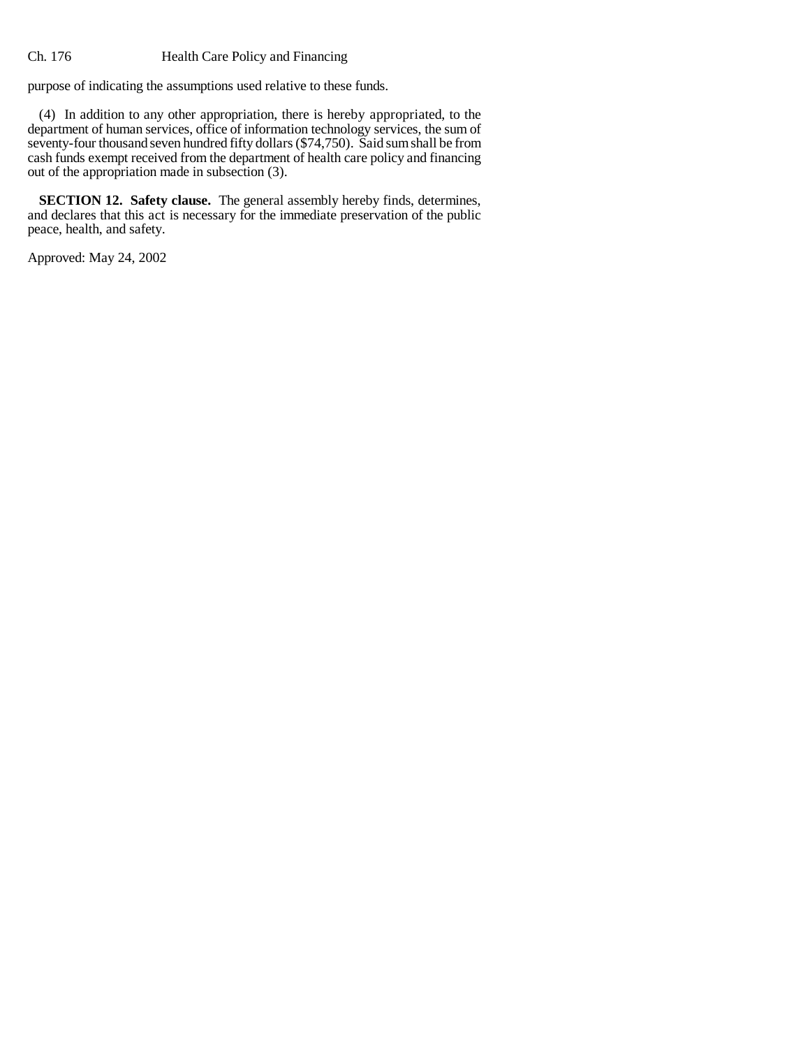purpose of indicating the assumptions used relative to these funds.

(4) In addition to any other appropriation, there is hereby appropriated, to the department of human services, office of information technology services, the sum of seventy-four thousand seven hundred fifty dollars ($74,750). Said sum shall be from cash funds exempt received from the department of health care policy and financing out of the appropriation made in subsection (3).

**SECTION 12. Safety clause.** The general assembly hereby finds, determines, and declares that this act is necessary for the immediate preservation of the public peace, health, and safety.

Approved: May 24, 2002